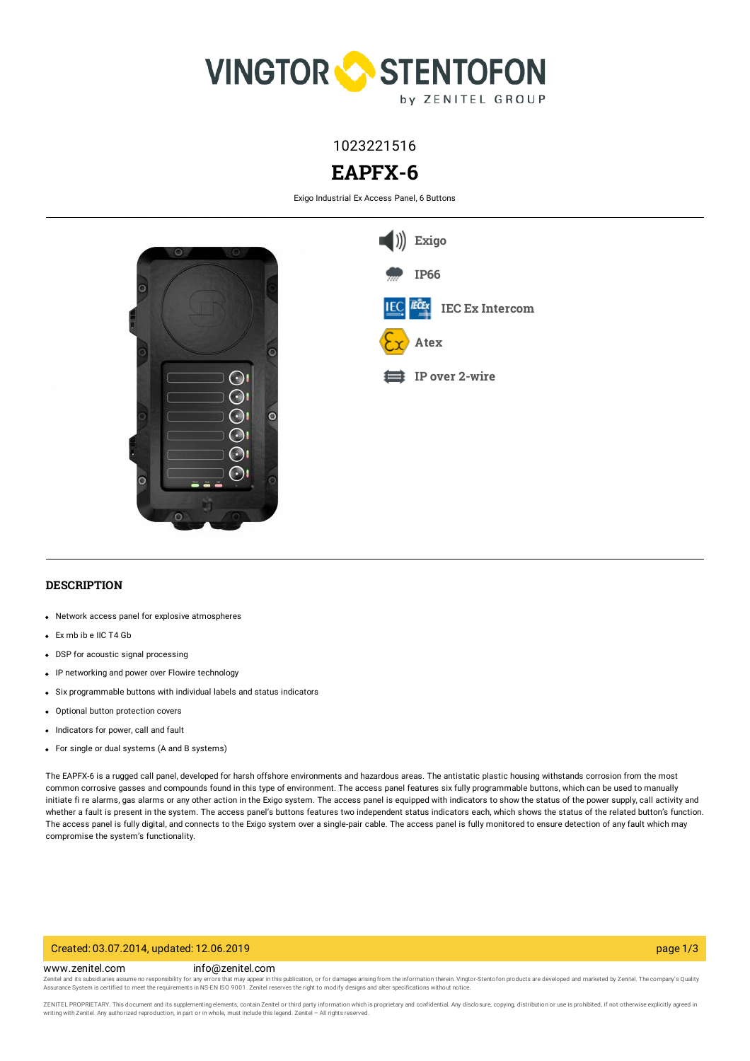1023221516

# EAPFX-6

Exigo Industrial Ex Access Panel, 6 Buttons

Exigo

IP66

IEC Ex Intercom

Atex

IP over 2-wire

## DESCRIPTION

- Network access panel for explosive atmospheres
- Ex mb ib e IIC T4 Gb
- DSP for acoustic signal processing
- IP networking and power over Flowire technology
- Six programmable buttons with individual labels and status indicators
- Optional button protection covers
- Indicators for power, call and fault
- For single or dual systems (A and B systems)

The EAPFX-6 is a rugged call panel, developed for harsh offshore environments and hazardous areas. The antistatic plastic housing withstands corrosion from the most common corrosive gasses and compounds found in this type of environment. The access panel features six fully programmable buttons, which can be used to manually initiate fi re alarms, gas alarms or any other action in the Exigo system. The access panel is equipped with indicators to show the status of the power supply, call activity and whether a fault is present in the system. The access panel's buttons features two independent status indicators each, which shows the status of the related button's function. The access panel is fully digital, and connects to the Exigo system over a single-pair cable. The access panel is fully monitored to ensure detection of any fault which may compromise the system's functionality.

Created: 03.07.2014, updated: 12.06.2019

www.zenitel.com info@zenitel.com

Zenitel and its subsidiaries assume no responsibility for any errors that may appear in this publication, or for damages arising from the information therein. Vingtor-Stentofon products are developed and marketed by Zenitel. The company's Quality Assurance System is certified to meet the requirements in NS-EN ISO 9001. Zenitel reserves the right to modify designs and alter specifications without notice.

ZENITEL PROPRIETARY. This document and its supplementing elements, contain Zenitel or third party information which is proprietary and confidential. Any disclosure, copying, distribution or use is prohibited, if not otherwise explicitly agreed in writing with Zenitel. Any authorized reproduction, in part or in whole, must include this legend. Zenitel – All rights reserved.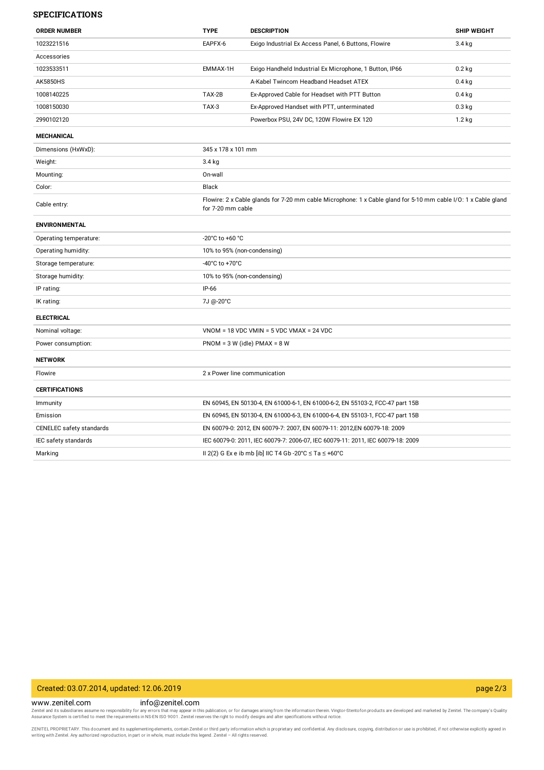## SPECIFICATIONS

| ORDER NUMBER | TYPE | DESCRIPTION | SHIP WEIGHT |
|---|---|---|---|
| 1023221516 | EAPFX-6 | Exigo Industrial Ex Access Panel, 6 Buttons, Flowire | 3.4 kg |
| Accessories | | | |
| 1023533511 | EMMAX-1H | Exigo Handheld Industrial Ex Microphone, 1 Button, IP66 | 0.2 kg |
| AK5850HS | | A-Kabel Twincom Headband Headset ATEX | 0.4 kg |
| 1008140225 | TAX-2B | Ex-Approved Cable for Headset with PTT Button | 0.4 kg |
| 1008150030 | TAX-3 | Ex-Approved Handset with PTT, unterminated | 0.3 kg |
| 2990102120 | | Powerbox PSU, 24V DC, 120W Flowire EX 120 | 1.2 kg |

### MECHANICAL

| | |
|---|---|
| Dimensions (HxWxD): | 345 x 178 x 101 mm |
| Weight: | 3.4 kg |
| Mounting: | On-wall |
| Color: | Black |
| Cable entry: | Flowire: 2 x Cable glands for 7-20 mm cable Microphone: 1 x Cable gland for 5-10 mm cable I/O: 1 x Cable gland for 7-20 mm cable |

### ENVIRONMENTAL

| | |
|---|---|
| Operating temperature: | -20°C to +60 °C |
| Operating humidity: | 10% to 95% (non-condensing) |
| Storage temperature: | -40°C to +70°C |
| Storage humidity: | 10% to 95% (non-condensing) |
| IP rating: | IP-66 |
| IK rating: | 7J @-20°C |

### ELECTRICAL

| | |
|---|---|
| Nominal voltage: | VNOM = 18 VDC VMIN = 5 VDC VMAX = 24 VDC |
| Power consumption: | PNOM = 3 W (idle) PMAX = 8 W |

### NETWORK

| | |
|---|---|
| Flowire | 2 x Power line communication |

### CERTIFICATIONS

| | |
|---|---|
| Immunity | EN 60945, EN 50130-4, EN 61000-6-1, EN 61000-6-2, EN 55103-2, FCC-47 part 15B |
| Emission | EN 60945, EN 50130-4, EN 61000-6-3, EN 61000-6-4, EN 55103-1, FCC-47 part 15B |
| CENELEC safety standards | EN 60079-0: 2012, EN 60079-7: 2007, EN 60079-11: 2012,EN 60079-18: 2009 |
| IEC safety standards | IEC 60079-0: 2011, IEC 60079-7: 2006-07, IEC 60079-11: 2011, IEC 60079-18: 2009 |
| Marking | II 2(2) G Ex e ib mb [ib] IIC T4 Gb -20°C ≤ Ta ≤ +60°C |

Created: 03.07.2014, updated: 12.06.2019

www.zenitel.com info@zenitel.com

Zenitel and its subsidiaries assume no responsibility for any errors that may appear in this publication, or for damages arising from the information therein. Vingtor-Stentofon products are developed and marketed by Zenitel. The company's Quality Assurance System is certified to meet the requirements in NS-EN ISO 9001. Zenitel reserves the right to modify designs and alter specifications without notice.

ZENITEL PROPRIETARY. This document and its supplementing elements, contain Zenitel or third party information which is proprietary and confidential. Any disclosure, copying, distribution or use is prohibited, if not otherwise explicitly agreed in writing with Zenitel. Any authorized reproduction, in part or in whole, must include this legend. Zenitel – All rights reserved.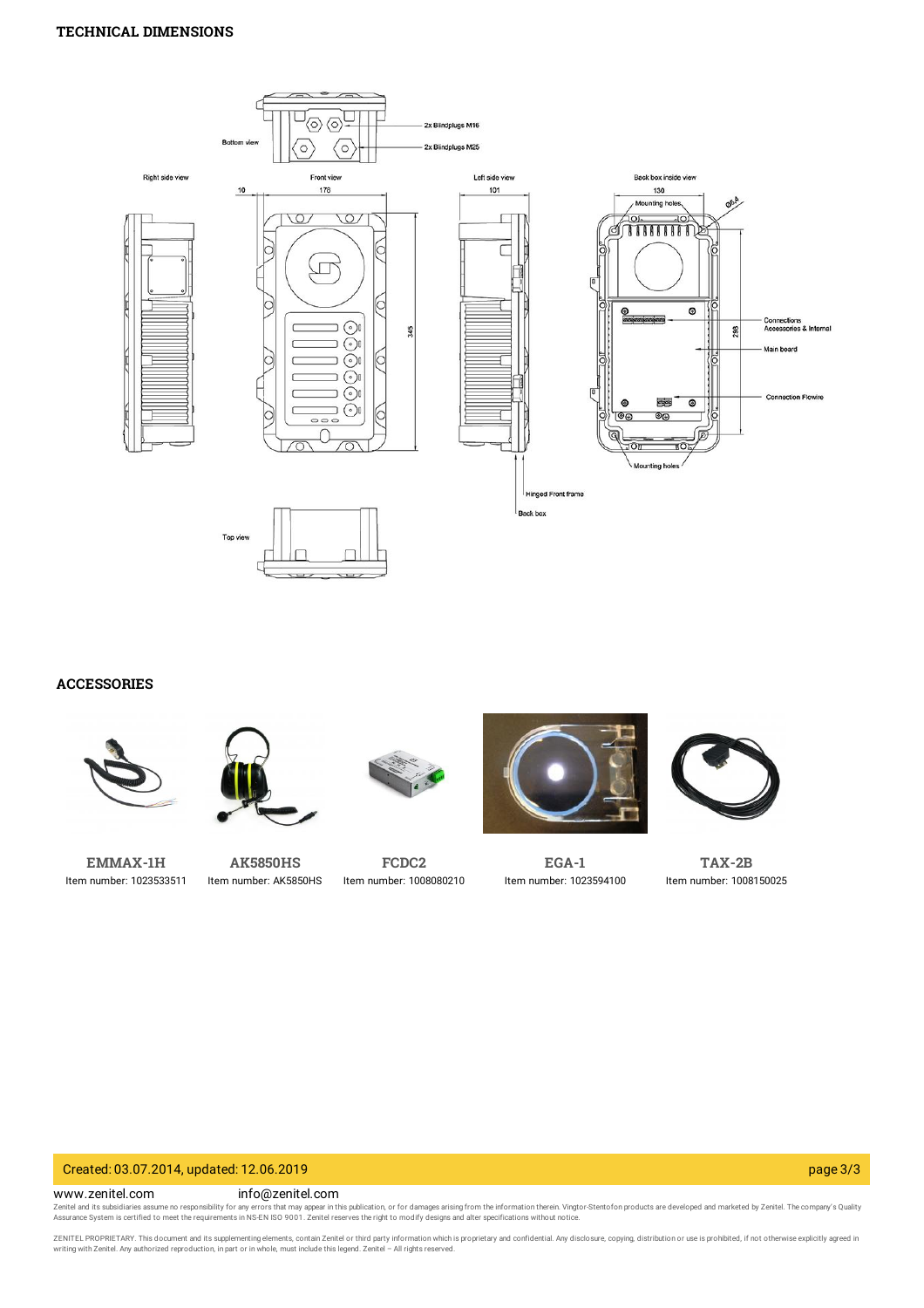## TECHNICAL DIMENSIONS

Bottom view

2x Blindplugs M16

2x Blindplugs M25

Right side view

Front view

Left side view

Back box inside view

10

176

101

130

Mounting holes

Ø6,4

345

298

Connections Accessories & Internal

Main board

Connection Flowire

Mounting holes

Hinged Front frame

Back box

Top view

## ACCESSORIES

**EMMAX-1H**
Item number: 1023533511

**AK5850HS**
Item number: AK5850HS

**FCDC2**
Item number: 1008080210

**EGA-1**
Item number: 1023594100

**TAX-2B**
Item number: 1008150025

Created: 03.07.2014, updated: 12.06.2019

www.zenitel.com info@zenitel.com

Zenitel and its subsidiaries assume no responsibility for any errors that may appear in this publication, or for damages arising from the information therein. Vingtor-Stentofon products are developed and marketed by Zenitel. The company's Quality Assurance System is certified to meet the requirements in NS-EN ISO 9001. Zenitel reserves the right to modify designs and alter specifications without notice.

ZENITEL PROPRIETARY. This document and its supplementing elements, contain Zenitel or third party information which is proprietary and confidential. Any disclosure, copying, distribution or use is prohibited, if not otherwise explicitly agreed in writing with Zenitel. Any authorized reproduction, in part or in whole, must include this legend. Zenitel – All rights reserved.